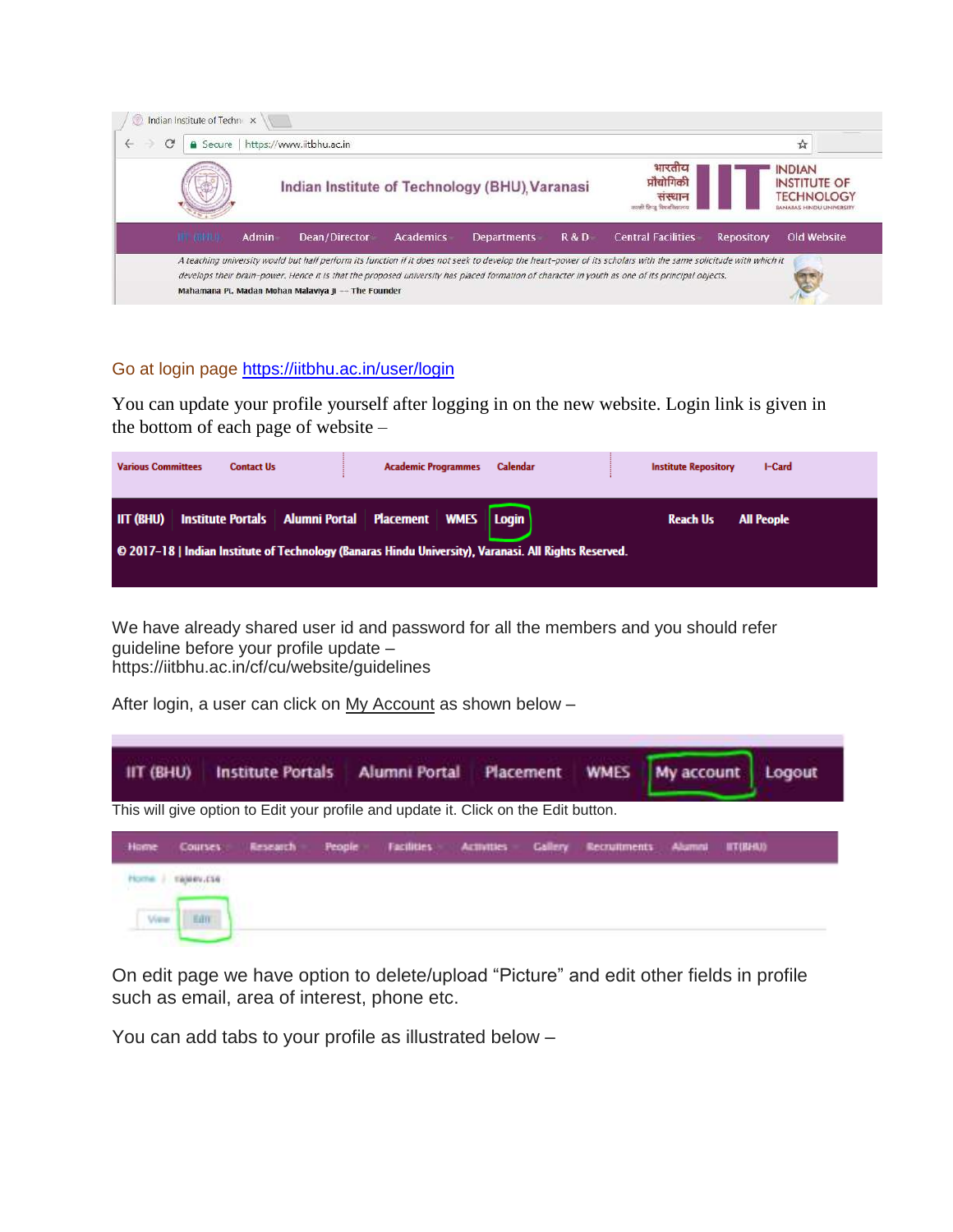Go at login page [https://iitbhu.ac.in/user/login](https://iitbhu.ac.in/user/login)

You can update your profile yourself after logging in on the new website. Login link is given in the bottom of each page of website –

We have already shared user id and password for all the members and you should refer guideline before your profile update – https://iitbhu.ac.in/cf/cu/website/guidelines

After login, a user can click on My Account as shown below –

This will give option to Edit your profile and update it. Click on the Edit button.

On edit page we have option to delete/upload "Picture" and edit other fields in profile such as email, area of interest, phone etc.

You can add tabs to your profile as illustrated below –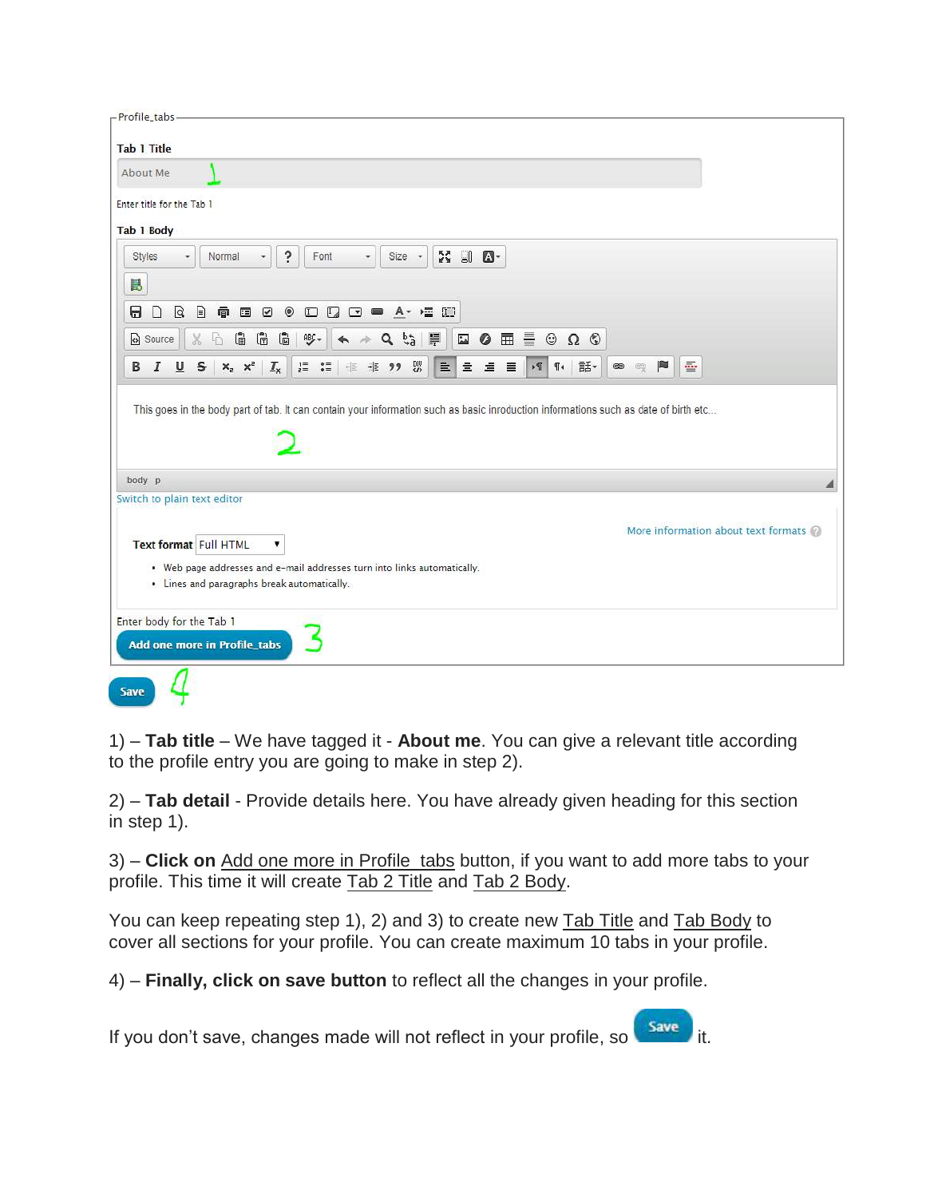Profile_tabs

**Tab 1 Title**

About Me

Enter title for the Tab 1

**Tab 1 Body**

This goes in the body part of tab. It can contain your information such as basic inroduction informations such as date of birth etc...

Switch to plain text editor

More information about text formats

**Text format** Full HTML

- Web page addresses and e-mail addresses turn into links automatically.
- Lines and paragraphs break automatically.

Enter body for the Tab 1

Add one more in Profile_tabs

Save

1) – **Tab title** – We have tagged it - **About me**. You can give a relevant title according to the profile entry you are going to make in step 2).

2) – **Tab detail** - Provide details here. You have already given heading for this section in step 1).

3) – **Click on** Add one more in Profile_tabs button, if you want to add more tabs to your profile. This time it will create Tab 2 Title and Tab 2 Body.

You can keep repeating step 1), 2) and 3) to create new Tab Title and Tab Body to cover all sections for your profile. You can create maximum 10 tabs in your profile.

4) – **Finally, click on save button** to reflect all the changes in your profile.

If you don't save, changes made will not reflect in your profile, so Save it.